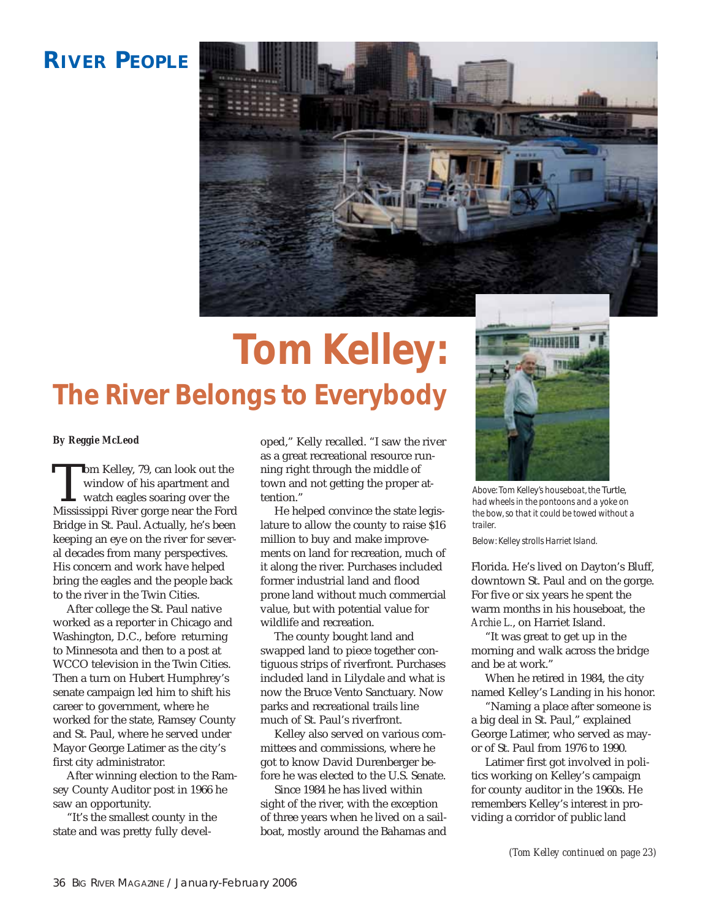RIVER PEOPLE

# Tom Kelley:

## The River Belongs to Everybody

**By Reggie McLeod**

Tom Kelley, 79, can look out the window of his apartment and watch eagles soaring over the Mississippi River gorge near the Ford Bridge in St. Paul. Actually, he's been keeping an eye on the river for several decades from many perspectives. His concern and work have helped bring the eagles and the people back to the river in the Twin Cities.

After college the St. Paul native worked as a reporter in Chicago and Washington, D.C., before returning to Minnesota and then to a post at WCCO television in the Twin Cities. Then a turn on Hubert Humphrey's senate campaign led him to shift his career to government, where he worked for the state, Ramsey County and St. Paul, where he served under Mayor George Latimer as the city's first city administrator.

After winning election to the Ramsey County Auditor post in 1966 he saw an opportunity.

"It's the smallest county in the state and was pretty fully developed," Kelly recalled. "I saw the river as a great recreational resource running right through the middle of town and not getting the proper attention."

He helped convince the state legislature to allow the county to raise $16 million to buy and make improvements on land for recreation, much of it along the river. Purchases included former industrial land and flood prone land without much commercial value, but with potential value for wildlife and recreation.

The county bought land and swapped land to piece together contiguous strips of riverfront. Purchases included land in Lilydale and what is now the Bruce Vento Sanctuary. Now parks and recreational trails line much of St. Paul's riverfront.

Kelley also served on various committees and commissions, where he got to know David Durenberger before he was elected to the U.S. Senate.

Since 1984 he has lived within sight of the river, with the exception of three years when he lived on a sailboat, mostly around the Bahamas and Florida. He's lived on Dayton's Bluff, downtown St. Paul and on the gorge. For five or six years he spent the warm months in his houseboat, the *Archie L.*, on Harriet Island.

"It was great to get up in the morning and walk across the bridge and be at work."

When he retired in 1984, the city named Kelley's Landing in his honor.

"Naming a place after someone is a big deal in St. Paul," explained George Latimer, who served as mayor of St. Paul from 1976 to 1990.

Latimer first got involved in politics working on Kelley's campaign for county auditor in the 1960s. He remembers Kelley's interest in providing a corridor of public land

*Above: Tom Kelley's houseboat, the Turtle, had wheels in the pontoons and a yoke on the bow, so that it could be towed without a trailer.*

*Below: Kelley strolls Harriet Island.*

*(Tom Kelley continued on page 23)*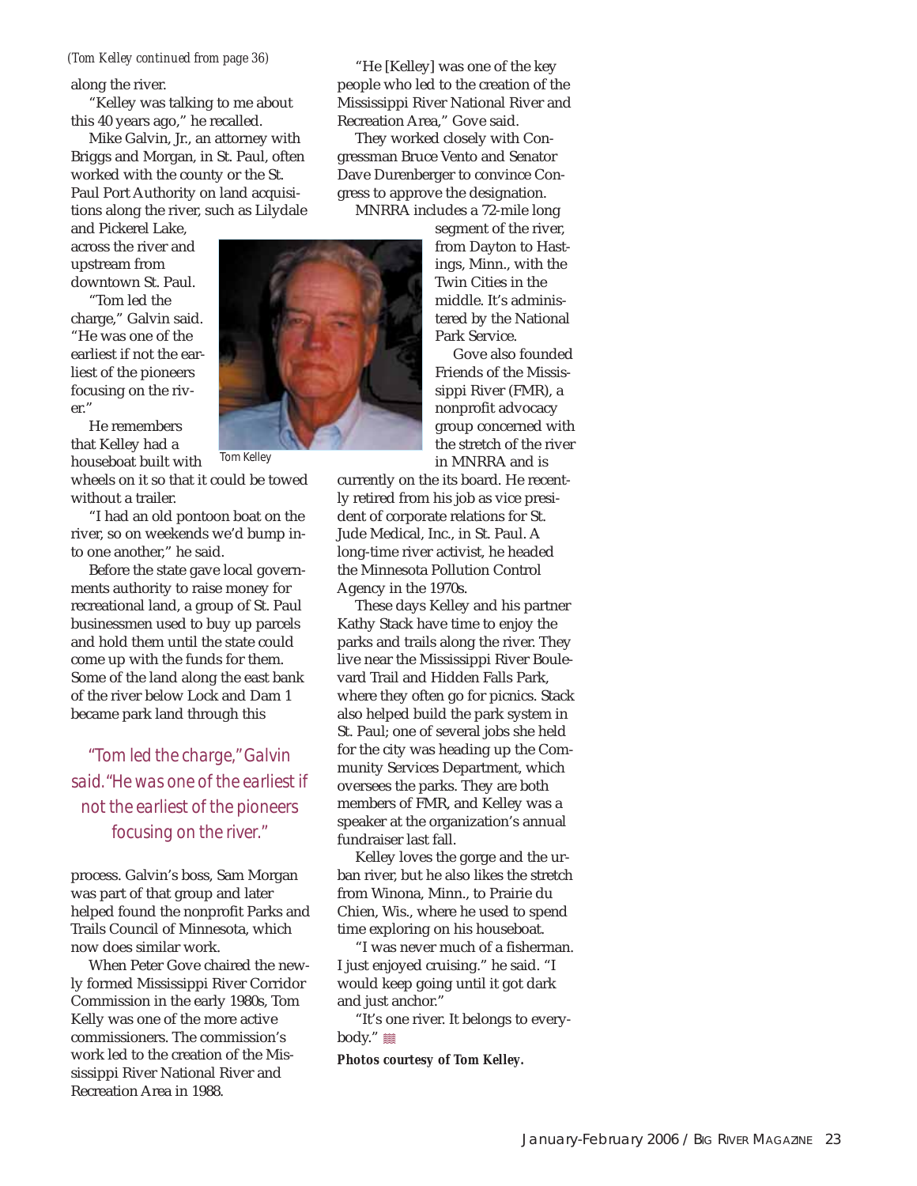*(Tom Kelley continued from page 36)*

along the river.

"Kelley was talking to me about this 40 years ago," he recalled.

Mike Galvin, Jr., an attorney with Briggs and Morgan, in St. Paul, often worked with the county or the St. Paul Port Authority on land acquisitions along the river, such as Lilydale and Pickerel Lake, across the river and upstream from downtown St. Paul.

"Tom led the charge," Galvin said. "He was one of the earliest if not the earliest of the pioneers focusing on the river."

He remembers that Kelley had a houseboat built with wheels on it so that it could be towed without a trailer.

Tom Kelley

"I had an old pontoon boat on the river, so on weekends we'd bump into one another," he said.

Before the state gave local governments authority to raise money for recreational land, a group of St. Paul businessmen used to buy up parcels and hold them until the state could come up with the funds for them. Some of the land along the east bank of the river below Lock and Dam 1 became park land through this process. Galvin's boss, Sam Morgan was part of that group and later helped found the nonprofit Parks and Trails Council of Minnesota, which now does similar work.

*"Tom led the charge," Galvin said. "He was one of the earliest if not the earliest of the pioneers focusing on the river."*

When Peter Gove chaired the newly formed Mississippi River Corridor Commission in the early 1980s, Tom Kelly was one of the more active commissioners. The commission's work led to the creation of the Mississippi River National River and Recreation Area in 1988.

"He [Kelley] was one of the key people who led to the creation of the Mississippi River National River and Recreation Area," Gove said.

They worked closely with Congressman Bruce Vento and Senator Dave Durenberger to convince Congress to approve the designation.

MNRRA includes a 72-mile long segment of the river, from Dayton to Hastings, Minn., with the Twin Cities in the middle. It's administered by the National Park Service.

Gove also founded Friends of the Mississippi River (FMR), a nonprofit advocacy group concerned with the stretch of the river in MNRRA and is currently on the its board. He recently retired from his job as vice president of corporate relations for St. Jude Medical, Inc., in St. Paul. A long-time river activist, he headed the Minnesota Pollution Control Agency in the 1970s.

These days Kelley and his partner Kathy Stack have time to enjoy the parks and trails along the river. They live near the Mississippi River Boulevard Trail and Hidden Falls Park, where they often go for picnics. Stack also helped build the park system in St. Paul; one of several jobs she held for the city was heading up the Community Services Department, which oversees the parks. They are both members of FMR, and Kelley was a speaker at the organization's annual fundraiser last fall.

Kelley loves the gorge and the urban river, but he also likes the stretch from Winona, Minn., to Prairie du Chien, Wis., where he used to spend time exploring on his houseboat.

"I was never much of a fisherman. I just enjoyed cruising." he said. "I would keep going until it got dark and just anchor."

"It's one river. It belongs to everybody."

**Photos courtesy of Tom Kelley.**